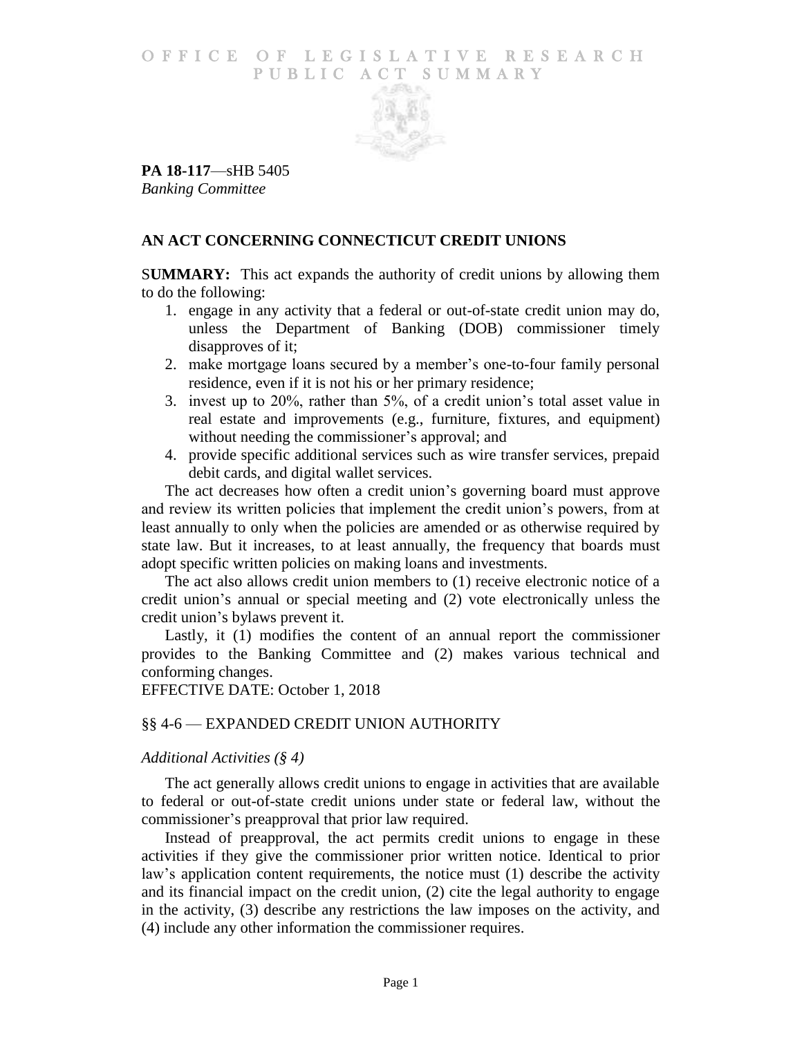# OFFICE OF LEGISLATIVE RESEARCH PUBLIC ACT SUMMARY

**PA 18-117**—sHB 5405
*Banking Committee*

## AN ACT CONCERNING CONNECTICUT CREDIT UNIONS

**SUMMARY:** This act expands the authority of credit unions by allowing them to do the following:

1. engage in any activity that a federal or out-of-state credit union may do, unless the Department of Banking (DOB) commissioner timely disapproves of it;
2. make mortgage loans secured by a member's one-to-four family personal residence, even if it is not his or her primary residence;
3. invest up to 20%, rather than 5%, of a credit union's total asset value in real estate and improvements (e.g., furniture, fixtures, and equipment) without needing the commissioner's approval; and
4. provide specific additional services such as wire transfer services, prepaid debit cards, and digital wallet services.

The act decreases how often a credit union's governing board must approve and review its written policies that implement the credit union's powers, from at least annually to only when the policies are amended or as otherwise required by state law. But it increases, to at least annually, the frequency that boards must adopt specific written policies on making loans and investments.

The act also allows credit union members to (1) receive electronic notice of a credit union's annual or special meeting and (2) vote electronically unless the credit union's bylaws prevent it.

Lastly, it (1) modifies the content of an annual report the commissioner provides to the Banking Committee and (2) makes various technical and conforming changes.

EFFECTIVE DATE: October 1, 2018

## §§ 4-6 — EXPANDED CREDIT UNION AUTHORITY

### *Additional Activities (§ 4)*

The act generally allows credit unions to engage in activities that are available to federal or out-of-state credit unions under state or federal law, without the commissioner's preapproval that prior law required.

Instead of preapproval, the act permits credit unions to engage in these activities if they give the commissioner prior written notice. Identical to prior law's application content requirements, the notice must (1) describe the activity and its financial impact on the credit union, (2) cite the legal authority to engage in the activity, (3) describe any restrictions the law imposes on the activity, and (4) include any other information the commissioner requires.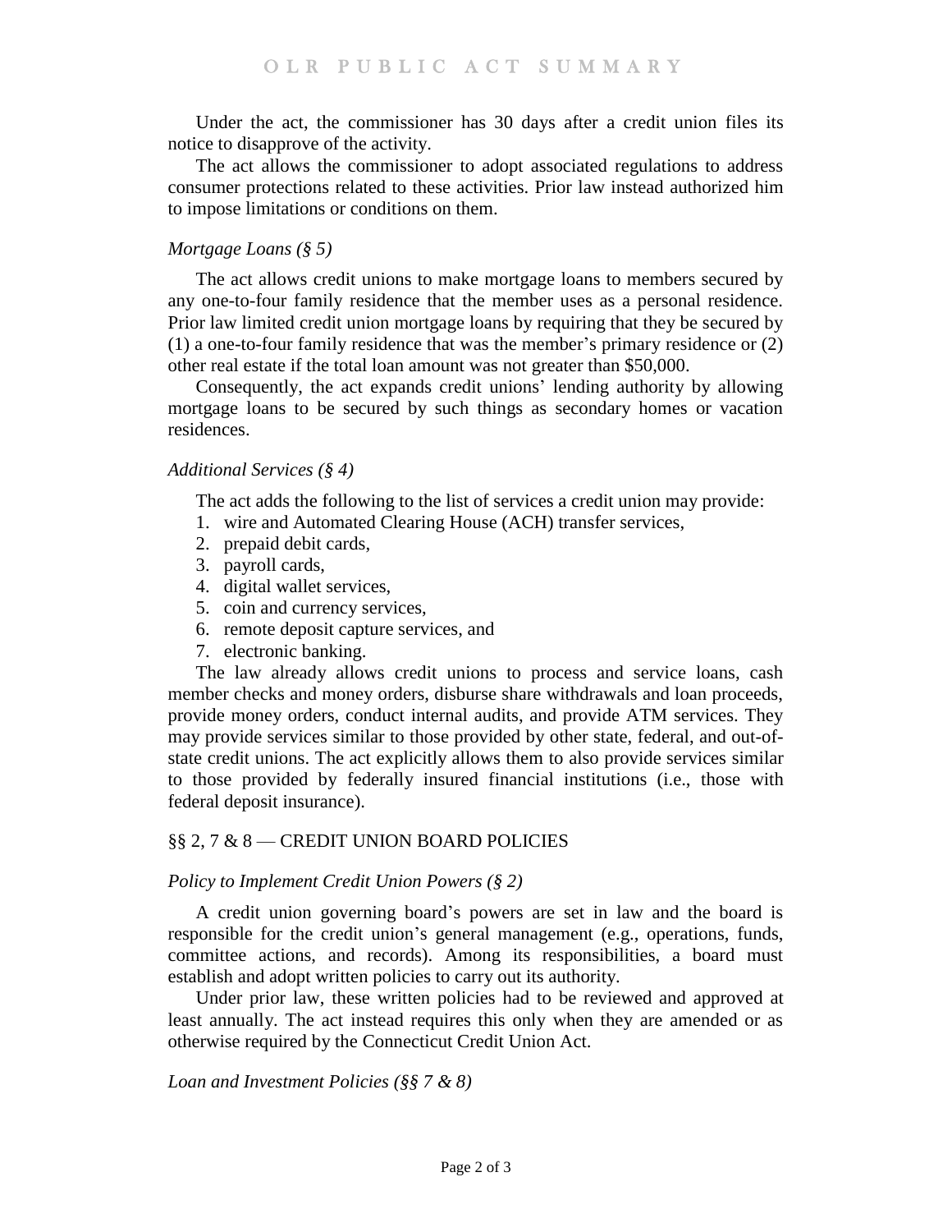Under the act, the commissioner has 30 days after a credit union files its notice to disapprove of the activity.

The act allows the commissioner to adopt associated regulations to address consumer protections related to these activities. Prior law instead authorized him to impose limitations or conditions on them.

*Mortgage Loans (§ 5)*

The act allows credit unions to make mortgage loans to members secured by any one-to-four family residence that the member uses as a personal residence. Prior law limited credit union mortgage loans by requiring that they be secured by (1) a one-to-four family residence that was the member's primary residence or (2) other real estate if the total loan amount was not greater than $50,000.

Consequently, the act expands credit unions' lending authority by allowing mortgage loans to be secured by such things as secondary homes or vacation residences.

*Additional Services (§ 4)*

The act adds the following to the list of services a credit union may provide:

1. wire and Automated Clearing House (ACH) transfer services,
2. prepaid debit cards,
3. payroll cards,
4. digital wallet services,
5. coin and currency services,
6. remote deposit capture services, and
7. electronic banking.

The law already allows credit unions to process and service loans, cash member checks and money orders, disburse share withdrawals and loan proceeds, provide money orders, conduct internal audits, and provide ATM services. They may provide services similar to those provided by other state, federal, and out-of-state credit unions. The act explicitly allows them to also provide services similar to those provided by federally insured financial institutions (i.e., those with federal deposit insurance).

## §§ 2, 7 & 8 — CREDIT UNION BOARD POLICIES

*Policy to Implement Credit Union Powers (§ 2)*

A credit union governing board's powers are set in law and the board is responsible for the credit union's general management (e.g., operations, funds, committee actions, and records). Among its responsibilities, a board must establish and adopt written policies to carry out its authority.

Under prior law, these written policies had to be reviewed and approved at least annually. The act instead requires this only when they are amended or as otherwise required by the Connecticut Credit Union Act.

*Loan and Investment Policies (§§ 7 & 8)*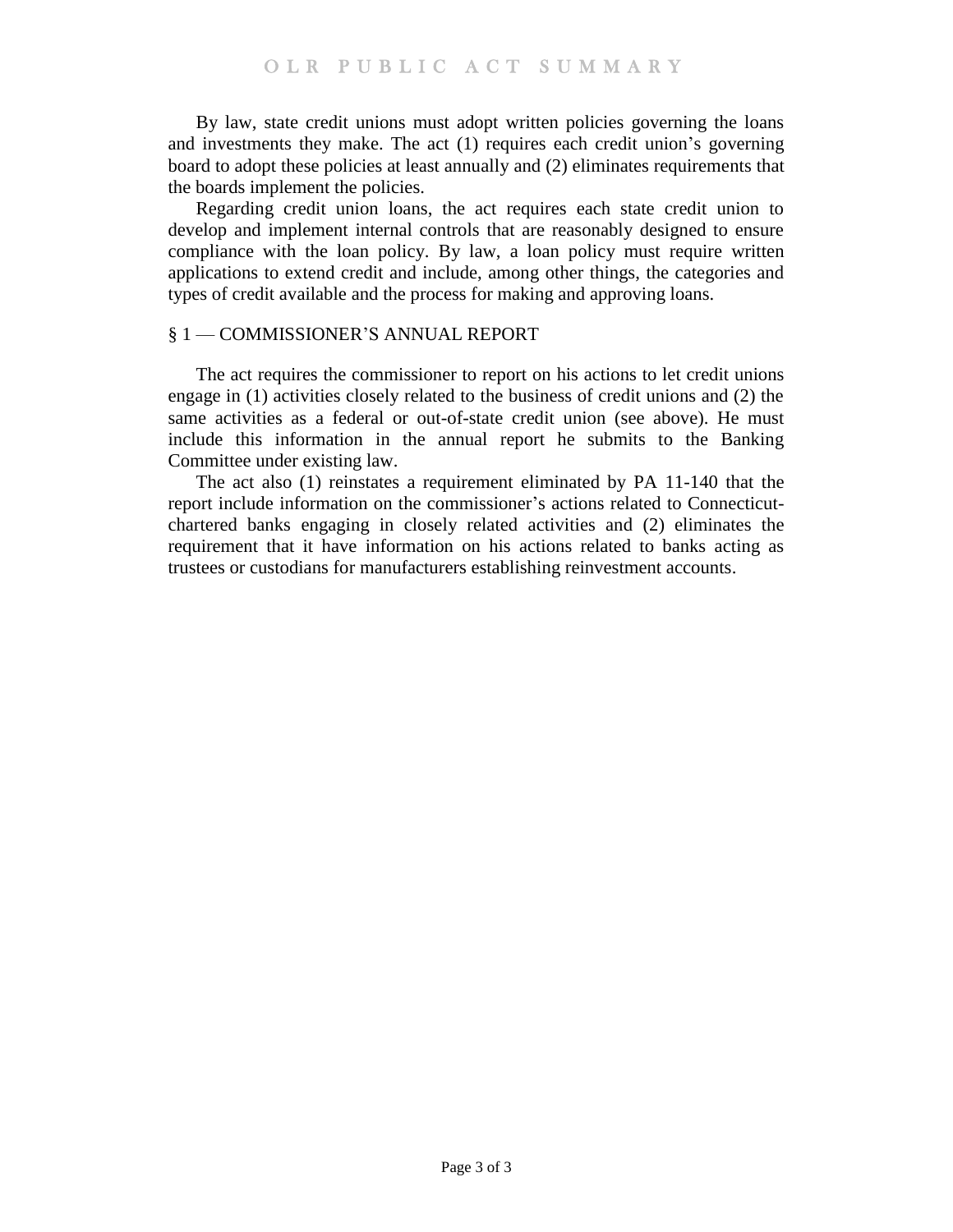By law, state credit unions must adopt written policies governing the loans and investments they make. The act (1) requires each credit union's governing board to adopt these policies at least annually and (2) eliminates requirements that the boards implement the policies.

Regarding credit union loans, the act requires each state credit union to develop and implement internal controls that are reasonably designed to ensure compliance with the loan policy. By law, a loan policy must require written applications to extend credit and include, among other things, the categories and types of credit available and the process for making and approving loans.

§ 1 — COMMISSIONER'S ANNUAL REPORT

The act requires the commissioner to report on his actions to let credit unions engage in (1) activities closely related to the business of credit unions and (2) the same activities as a federal or out-of-state credit union (see above). He must include this information in the annual report he submits to the Banking Committee under existing law.

The act also (1) reinstates a requirement eliminated by PA 11-140 that the report include information on the commissioner's actions related to Connecticut-chartered banks engaging in closely related activities and (2) eliminates the requirement that it have information on his actions related to banks acting as trustees or custodians for manufacturers establishing reinvestment accounts.